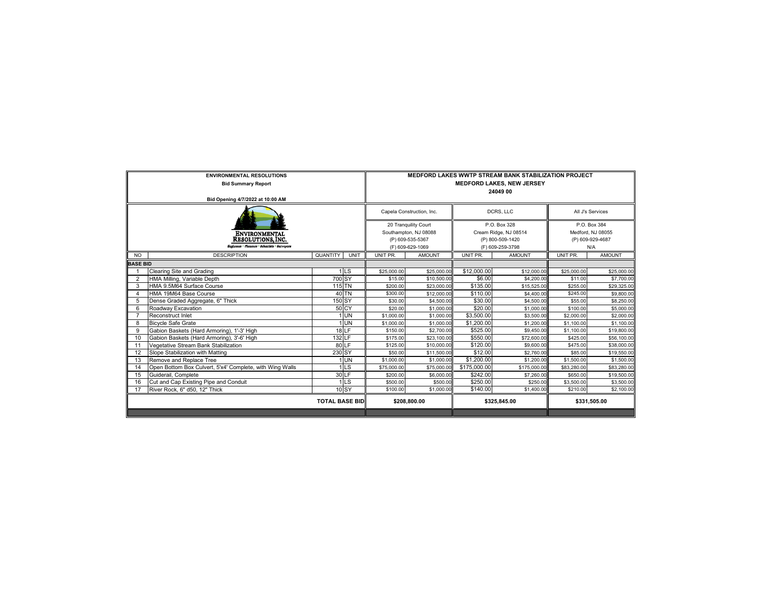**ENVIRONMENTAL RESOLUTIONS**

**Bid Summary Report**

**Bid Opening 4/7/2022 at 10:00 AM**

**MEDFORD LAKES WWTP STREAM BANK STABILIZATION PROJECT**

**MEDFORD LAKES, NEW JERSEY**

**24049 00**

ENVIRONMENTAL RESOLUTIONS, INC.
Engineers · Planners · Scientists · Surveyors

| | | | | Capela Construction, Inc. | | DCRS, LLC | | All J's Services | |
|---|---|---|---|---|---|---|---|---|---|
| | | | | 20 Tranquility Court<br>Southampton, NJ 08088<br>(P) 609-535-5367<br>(F) 609-629-1069 | | P.O. Box 328<br>Cream Ridge, NJ 08514<br>(P) 800-509-1420<br>(F) 609-259-3798 | | P.O. Box 384<br>Medford, NJ 08055<br>(P) 609-929-4687<br>N/A | |
| NO | DESCRIPTION | QUANTITY | UNIT | UNIT PR. | AMOUNT | UNIT PR. | AMOUNT | UNIT PR. | AMOUNT |
| **BASE BID** | | | | | | | | | |
| 1 | Clearing Site and Grading | 1 | LS | $25,000.00 | $25,000.00 | $12,000.00 | $12,000.00 | $25,000.00 | $25,000.00 |
| 2 | HMA Milling, Variable Depth | 700 | SY | $15.00 | $10,500.00 | $6.00 | $4,200.00 | $11.00 | $7,700.00 |
| 3 | HMA 9.5M64 Surface Course | 115 | TN | $200.00 | $23,000.00 | $135.00 | $15,525.00 | $255.00 | $29,325.00 |
| 4 | HMA 19M64 Base Course | 40 | TN | $300.00 | $12,000.00 | $110.00 | $4,400.00 | $245.00 | $9,800.00 |
| 5 | Dense Graded Aggregate, 6" Thick | 150 | SY | $30.00 | $4,500.00 | $30.00 | $4,500.00 | $55.00 | $8,250.00 |
| 6 | Roadway Excavation | 50 | CY | $20.00 | $1,000.00 | $20.00 | $1,000.00 | $100.00 | $5,000.00 |
| 7 | Reconstruct Inlet | 1 | UN | $1,000.00 | $1,000.00 | $3,500.00 | $3,500.00 | $2,000.00 | $2,000.00 |
| 8 | Bicycle Safe Grate | 1 | UN | $1,000.00 | $1,000.00 | $1,200.00 | $1,200.00 | $1,100.00 | $1,100.00 |
| 9 | Gabion Baskets (Hard Armoring), 1'-3' High | 18 | LF | $150.00 | $2,700.00 | $525.00 | $9,450.00 | $1,100.00 | $19,800.00 |
| 10 | Gabion Baskets (Hard Armoring), 3'-6' High | 132 | LF | $175.00 | $23,100.00 | $550.00 | $72,600.00 | $425.00 | $56,100.00 |
| 11 | Vegetative Stream Bank Stabilization | 80 | LF | $125.00 | $10,000.00 | $120.00 | $9,600.00 | $475.00 | $38,000.00 |
| 12 | Slope Stabilization with Matting | 230 | SY | $50.00 | $11,500.00 | $12.00 | $2,760.00 | $85.00 | $19,550.00 |
| 13 | Remove and Replace Tree | 1 | UN | $1,000.00 | $1,000.00 | $1,200.00 | $1,200.00 | $1,500.00 | $1,500.00 |
| 14 | Open Bottom Box Culvert, 5'x4' Complete, with Wing Walls | 1 | LS | $75,000.00 | $75,000.00 | $175,000.00 | $175,000.00 | $83,280.00 | $83,280.00 |
| 15 | Guiderail, Complete | 30 | LF | $200.00 | $6,000.00 | $242.00 | $7,260.00 | $650.00 | $19,500.00 |
| 16 | Cut and Cap Existing Pipe and Conduit | 1 | LS | $500.00 | $500.00 | $250.00 | $250.00 | $3,500.00 | $3,500.00 |
| 17 | River Rock, 6" d50, 12" Thick | 10 | SY | $100.00 | $1,000.00 | $140.00 | $1,400.00 | $210.00 | $2,100.00 |
| | | **TOTAL BASE BID** | | **$208,800.00** | | **$325,845.00** | | **$331,505.00** | |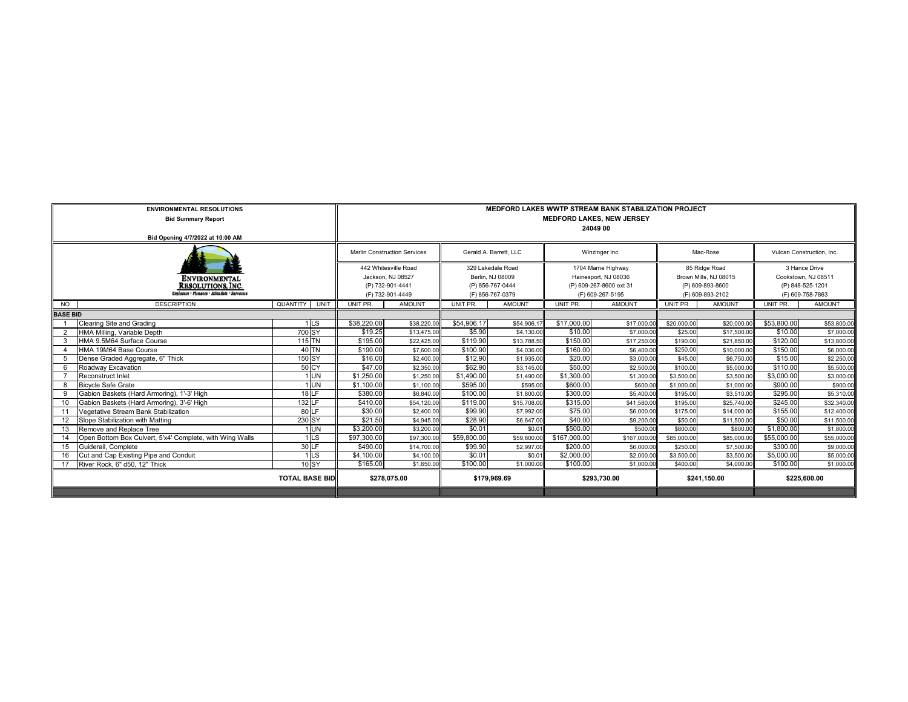**ENVIRONMENTAL RESOLUTIONS**
**Bid Summary Report**

**Bid Opening 4/7/2022 at 10:00 AM**

**MEDFORD LAKES WWTP STREAM BANK STABILIZATION PROJECT**
**MEDFORD LAKES, NEW JERSEY**
**24049 00**

ENVIRONMENTAL RESOLUTIONS, INC.
Engineers • Planners • Scientists • Surveyors

| | | | | Marlin Construction Services | | Gerald A. Barrett, LLC | | Winzinger Inc. | | Mac-Rose | | Vulcan Construction, Inc. | |
|---|---|---|---|---|---|---|---|---|---|---|---|---|---|
| | | | | 442 Whitesville Road, Jackson, NJ 08527, (P) 732-901-4441, (F) 732-901-4449 | | 329 Lakedale Road, Berlin, NJ 08009, (P) 856-767-0444, (F) 856-767-0379 | | 1704 Marne Highway, Hainesport, NJ 08036, (P) 609-267-8600 ext 31, (F) 609-267-5195 | | 85 Ridge Road, Brown Mills, NJ 08015, (P) 609-893-8600, (F) 609-893-2102 | | 3 Hance Drive, Cookstown, NJ 08511, (P) 848-525-1201, (F) 609-758-7863 | |
| NO | DESCRIPTION | QUANTITY | UNIT | UNIT PR. | AMOUNT | UNIT PR. | AMOUNT | UNIT PR. | AMOUNT | UNIT PR. | AMOUNT | UNIT PR. | AMOUNT |
| **BASE BID** | | | | | | | | | | | | | |
| 1 | Clearing Site and Grading | 1 | LS | $38,220.00 | $38,220.00 | $54,906.17 | $54,906.17 | $17,000.00 | $17,000.00 | $20,000.00 | $20,000.00 | $53,800.00 | $53,800.00 |
| 2 | HMA Milling, Variable Depth | 700 | SY | $19.25 | $13,475.00 | $5.90 | $4,130.00 | $10.00 | $7,000.00 | $25.00 | $17,500.00 | $10.00 | $7,000.00 |
| 3 | HMA 9.5M64 Surface Course | 115 | TN | $195.00 | $22,425.00 | $119.90 | $13,788.50 | $150.00 | $17,250.00 | $190.00 | $21,850.00 | $120.00 | $13,800.00 |
| 4 | HMA 19M64 Base Course | 40 | TN | $190.00 | $7,600.00 | $100.90 | $4,036.00 | $160.00 | $6,400.00 | $250.00 | $10,000.00 | $150.00 | $6,000.00 |
| 5 | Dense Graded Aggregate, 6" Thick | 150 | SY | $16.00 | $2,400.00 | $12.90 | $1,935.00 | $20.00 | $3,000.00 | $45.00 | $6,750.00 | $15.00 | $2,250.00 |
| 6 | Roadway Excavation | 50 | CY | $47.00 | $2,350.00 | $62.90 | $3,145.00 | $50.00 | $2,500.00 | $100.00 | $5,000.00 | $110.00 | $5,500.00 |
| 7 | Reconstruct Inlet | 1 | UN | $1,250.00 | $1,250.00 | $1,490.00 | $1,490.00 | $1,300.00 | $1,300.00 | $3,500.00 | $3,500.00 | $3,000.00 | $3,000.00 |
| 8 | Bicycle Safe Grate | 1 | UN | $1,100.00 | $1,100.00 | $595.00 | $595.00 | $600.00 | $600.00 | $1,000.00 | $1,000.00 | $900.00 | $900.00 |
| 9 | Gabion Baskets (Hard Armoring), 1'-3' High | 18 | LF | $380.00 | $6,840.00 | $100.00 | $1,800.00 | $300.00 | $5,400.00 | $195.00 | $3,510.00 | $295.00 | $5,310.00 |
| 10 | Gabion Baskets (Hard Armoring), 3'-6' High | 132 | LF | $410.00 | $54,120.00 | $119.00 | $15,708.00 | $315.00 | $41,580.00 | $195.00 | $25,740.00 | $245.00 | $32,340.00 |
| 11 | Vegetative Stream Bank Stabilization | 80 | LF | $30.00 | $2,400.00 | $99.90 | $7,992.00 | $75.00 | $6,000.00 | $175.00 | $14,000.00 | $155.00 | $12,400.00 |
| 12 | Slope Stabilization with Matting | 230 | SY | $21.50 | $4,945.00 | $28.90 | $6,647.00 | $40.00 | $9,200.00 | $50.00 | $11,500.00 | $50.00 | $11,500.00 |
| 13 | Remove and Replace Tree | 1 | UN | $3,200.00 | $3,200.00 | $0.01 | $0.01 | $500.00 | $500.00 | $800.00 | $800.00 | $1,800.00 | $1,800.00 |
| 14 | Open Bottom Box Culvert, 5'x4' Complete, with Wing Walls | 1 | LS | $97,300.00 | $97,300.00 | $59,800.00 | $59,800.00 | $167,000.00 | $167,000.00 | $85,000.00 | $85,000.00 | $55,000.00 | $55,000.00 |
| 15 | Guiderail, Complete | 30 | LF | $490.00 | $14,700.00 | $99.90 | $2,997.00 | $200.00 | $6,000.00 | $250.00 | $7,500.00 | $300.00 | $9,000.00 |
| 16 | Cut and Cap Existing Pipe and Conduit | 1 | LS | $4,100.00 | $4,100.00 | $0.01 | $0.01 | $2,000.00 | $2,000.00 | $3,500.00 | $3,500.00 | $5,000.00 | $5,000.00 |
| 17 | River Rock, 6" d50, 12" Thick | 10 | SY | $165.00 | $1,650.00 | $100.00 | $1,000.00 | $100.00 | $1,000.00 | $400.00 | $4,000.00 | $100.00 | $1,000.00 |
| | **TOTAL BASE BID** | | | $278,075.00 | | $179,969.69 | | $293,730.00 | | $241,150.00 | | $225,600.00 | |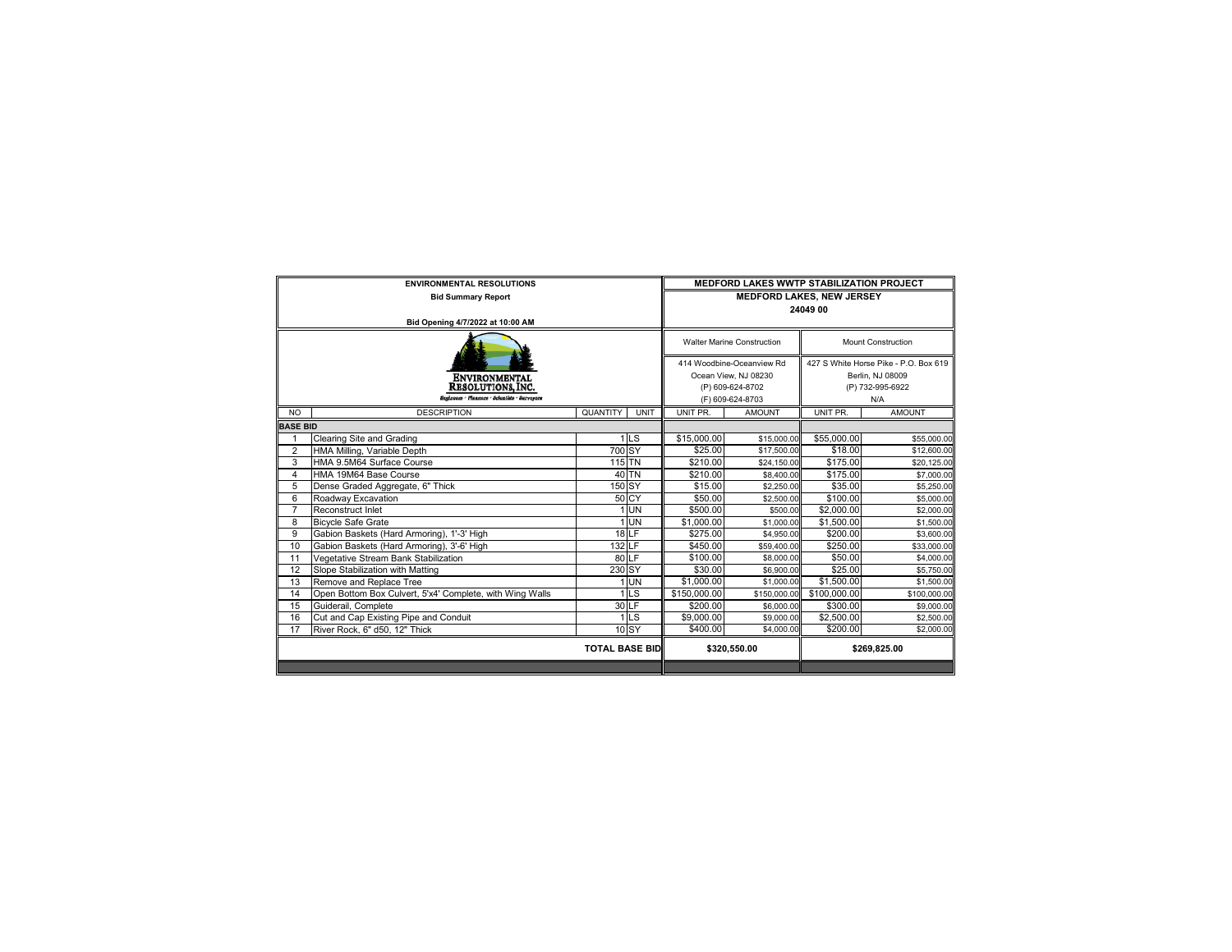| ENVIRONMENTAL RESOLUTIONS<br>Bid Summary Report<br><br>Bid Opening 4/7/2022 at 10:00 AM | | | | MEDFORD LAKES WWTP STABILIZATION PROJECT<br>MEDFORD LAKES, NEW JERSEY<br>24049 00 | | | |
|---|---|---|---|---|---|---|---|
| ENVIRONMENTAL RESOLUTIONS, INC.<br>Engineers · Planners · Scientists · Surveyors | | | | Walter Marine Construction<br><br>414 Woodbine-Oceanview Rd<br>Ocean View, NJ 08230<br>(P) 609-624-8702<br>(F) 609-624-8703 | | Mount Construction<br><br>427 S White Horse Pike - P.O. Box 619<br>Berlin, NJ 08009<br>(P) 732-995-6922<br>N/A | |
| NO | DESCRIPTION | QUANTITY | UNIT | UNIT PR. | AMOUNT | UNIT PR. | AMOUNT |
| **BASE BID** | | | | | | | |
| 1 | Clearing Site and Grading | 1 | LS | $15,000.00 | $15,000.00 | $55,000.00 | $55,000.00 |
| 2 | HMA Milling, Variable Depth | 700 | SY | $25.00 | $17,500.00 | $18.00 | $12,600.00 |
| 3 | HMA 9.5M64 Surface Course | 115 | TN | $210.00 | $24,150.00 | $175.00 | $20,125.00 |
| 4 | HMA 19M64 Base Course | 40 | TN | $210.00 | $8,400.00 | $175.00 | $7,000.00 |
| 5 | Dense Graded Aggregate, 6" Thick | 150 | SY | $15.00 | $2,250.00 | $35.00 | $5,250.00 |
| 6 | Roadway Excavation | 50 | CY | $50.00 | $2,500.00 | $100.00 | $5,000.00 |
| 7 | Reconstruct Inlet | 1 | UN | $500.00 | $500.00 | $2,000.00 | $2,000.00 |
| 8 | Bicycle Safe Grate | 1 | UN | $1,000.00 | $1,000.00 | $1,500.00 | $1,500.00 |
| 9 | Gabion Baskets (Hard Armoring), 1'-3' High | 18 | LF | $275.00 | $4,950.00 | $200.00 | $3,600.00 |
| 10 | Gabion Baskets (Hard Armoring), 3'-6' High | 132 | LF | $450.00 | $59,400.00 | $250.00 | $33,000.00 |
| 11 | Vegetative Stream Bank Stabilization | 80 | LF | $100.00 | $8,000.00 | $50.00 | $4,000.00 |
| 12 | Slope Stabilization with Matting | 230 | SY | $30.00 | $6,900.00 | $25.00 | $5,750.00 |
| 13 | Remove and Replace Tree | 1 | UN | $1,000.00 | $1,000.00 | $1,500.00 | $1,500.00 |
| 14 | Open Bottom Box Culvert, 5'x4' Complete, with Wing Walls | 1 | LS | $150,000.00 | $150,000.00 | $100,000.00 | $100,000.00 |
| 15 | Guiderail, Complete | 30 | LF | $200.00 | $6,000.00 | $300.00 | $9,000.00 |
| 16 | Cut and Cap Existing Pipe and Conduit | 1 | LS | $9,000.00 | $9,000.00 | $2,500.00 | $2,500.00 |
| 17 | River Rock, 6" d50, 12" Thick | 10 | SY | $400.00 | $4,000.00 | $200.00 | $2,000.00 |
| | | TOTAL BASE BID | | $320,550.00 | | $269,825.00 | |